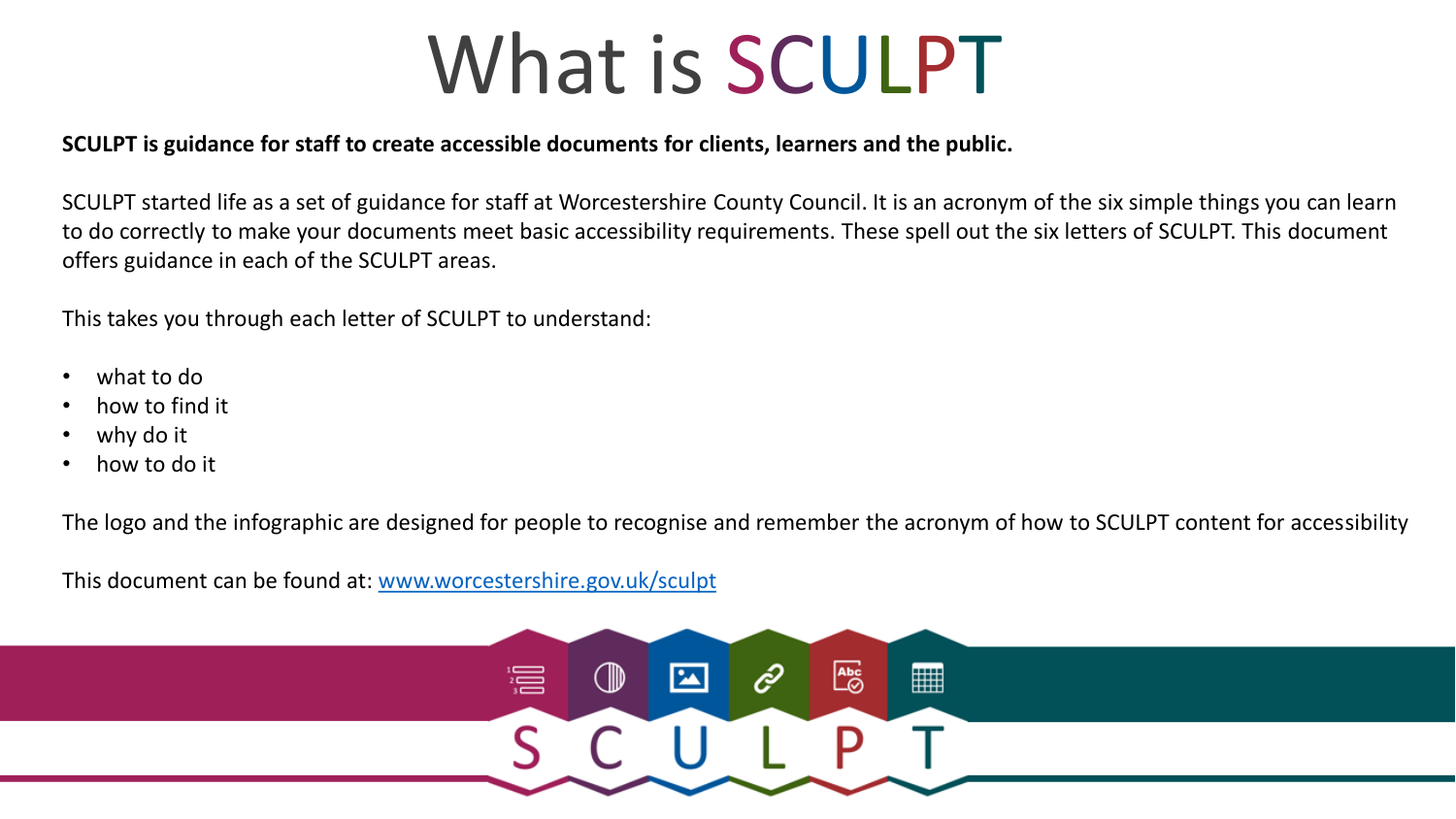# What is SCULPT

**SCULPT is guidance for staff to create accessible documents for clients, learners and the public.**

SCULPT started life as a set of guidance for staff at Worcestershire County Council. It is an acronym of the six simple things you can learn to do correctly to make your documents meet basic accessibility requirements. These spell out the six letters of SCULPT. This document offers guidance in each of the SCULPT areas.

This takes you through each letter of SCULPT to understand:

- what to do
- how to find it
- why do it
- how to do it

The logo and the infographic are designed for people to recognise and remember the acronym of how to SCULPT content for accessibility

This document can be found at: [www.worcestershire.gov.uk/sculpt](http://www.worcestershire.gov.uk/sculpt)

S C U L P T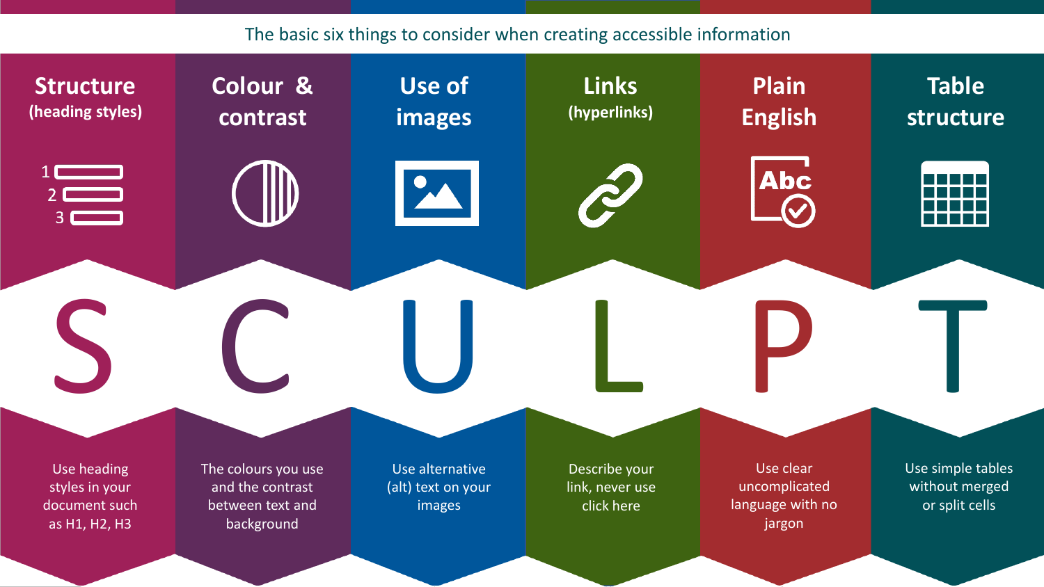The basic six things to consider when creating accessible information

## S — Structure (heading styles)

Use heading styles in your document such as H1, H2, H3

## C — Colour & contrast

The colours you use and the contrast between text and background

## U — Use of images

Use alternative (alt) text on your images

## L — Links (hyperlinks)

Describe your link, never use click here

## P — Plain English

Use clear uncomplicated language with no jargon

## T — Table structure

Use simple tables without merged or split cells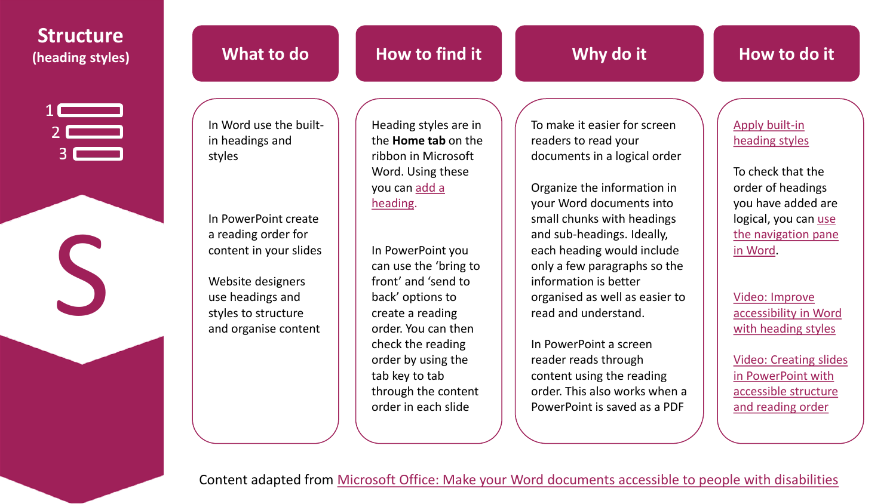# Structure (heading styles)

S

## What to do

In Word use the built-in headings and styles

In PowerPoint create a reading order for content in your slides

Website designers use headings and styles to structure and organise content

## How to find it

Heading styles are in the **Home tab** on the ribbon in Microsoft Word. Using these you can add a heading.

In PowerPoint you can use the 'bring to front' and 'send to back' options to create a reading order. You can then check the reading order by using the tab key to tab through the content order in each slide

## Why do it

To make it easier for screen readers to read your documents in a logical order

Organize the information in your Word documents into small chunks with headings and sub-headings. Ideally, each heading would include only a few paragraphs so the information is better organised as well as easier to read and understand.

In PowerPoint a screen reader reads through content using the reading order. This also works when a PowerPoint is saved as a PDF

## How to do it

Apply built-in heading styles

To check that the order of headings you have added are logical, you can use the navigation pane in Word.

Video: Improve accessibility in Word with heading styles

Video: Creating slides in PowerPoint with accessible structure and reading order

Content adapted from Microsoft Office: Make your Word documents accessible to people with disabilities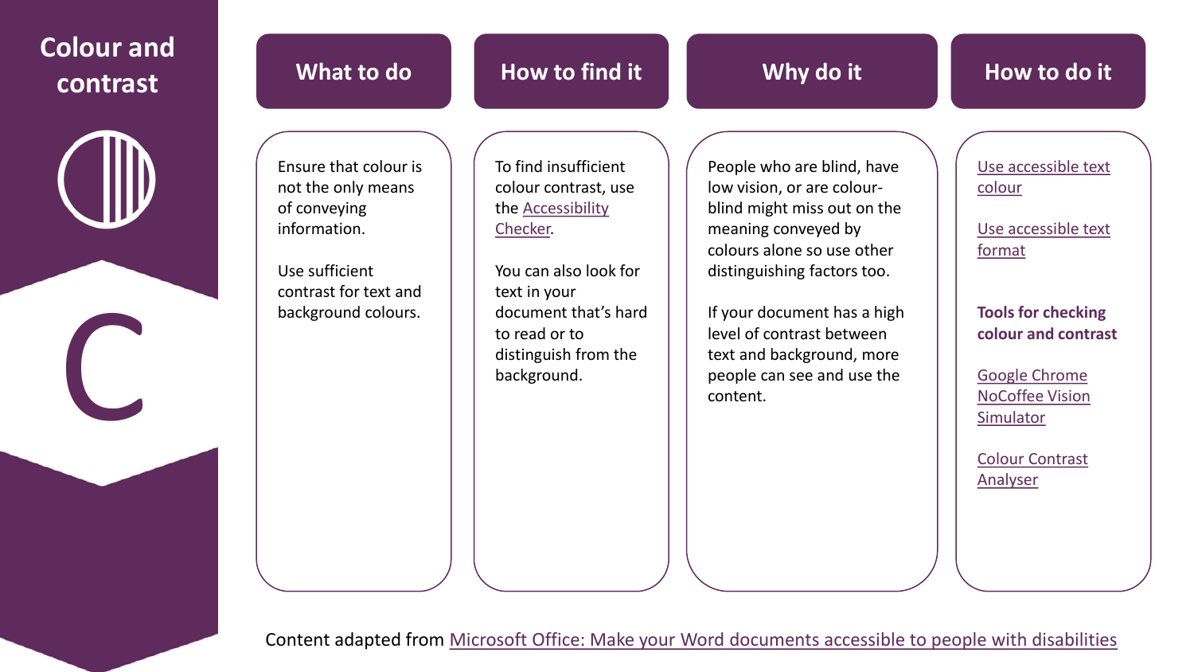# Colour and contrast

C

| What to do | How to find it | Why do it | How to do it |
| --- | --- | --- | --- |
| Ensure that colour is not the only means of conveying information.<br><br>Use sufficient contrast for text and background colours. | To find insufficient colour contrast, use the Accessibility Checker.<br><br>You can also look for text in your document that's hard to read or to distinguish from the background. | People who are blind, have low vision, or are colour-blind might miss out on the meaning conveyed by colours alone so use other distinguishing factors too.<br><br>If your document has a high level of contrast between text and background, more people can see and use the content. | Use accessible text colour<br><br>Use accessible text format<br><br>**Tools for checking colour and contrast**<br><br>Google Chrome NoCoffee Vision Simulator<br><br>Colour Contrast Analyser |

Content adapted from Microsoft Office: Make your Word documents accessible to people with disabilities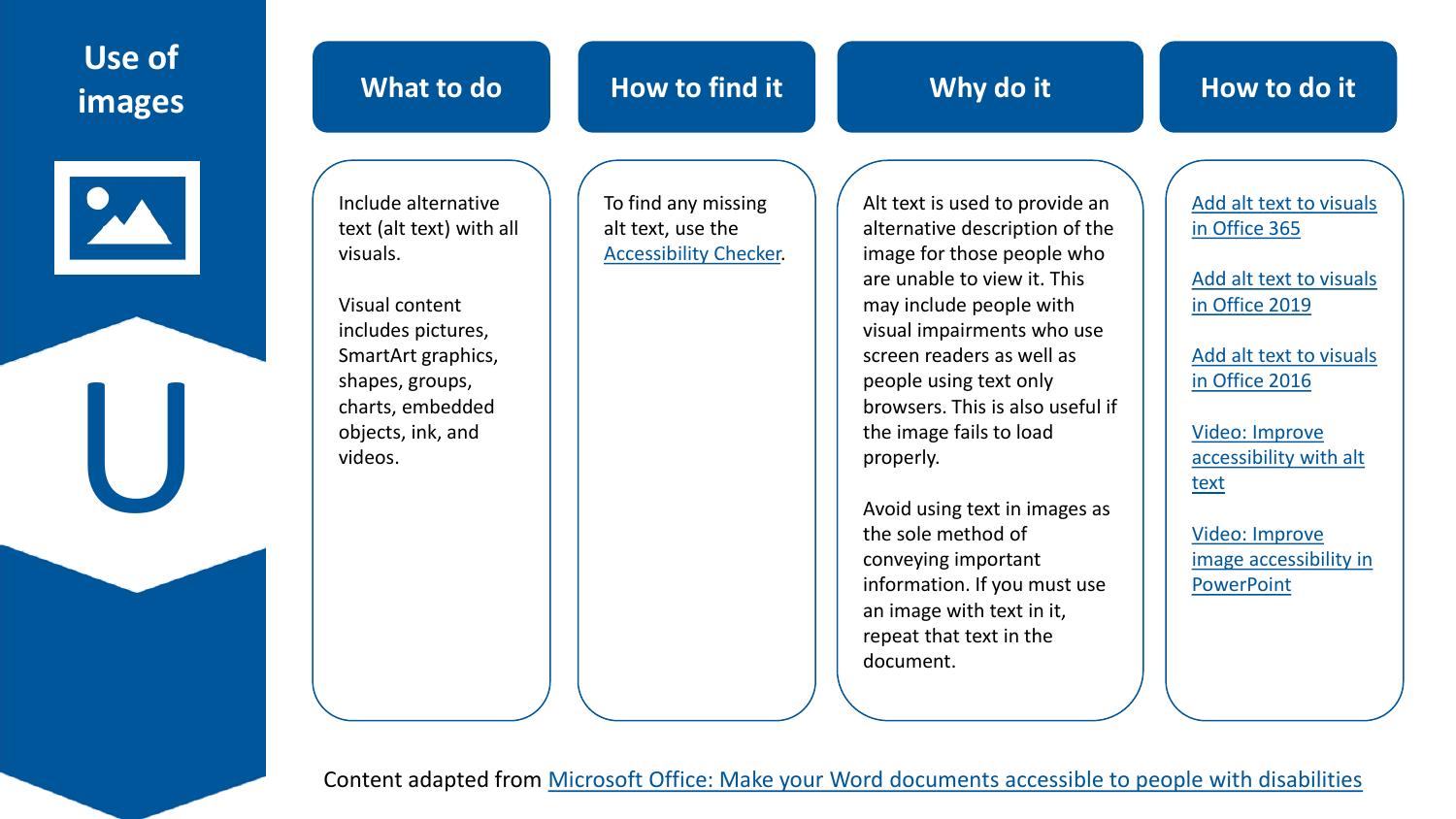# Use of images

U

| What to do | How to find it | Why do it | How to do it |
| --- | --- | --- | --- |
| Include alternative text (alt text) with all visuals.<br><br>Visual content includes pictures, SmartArt graphics, shapes, groups, charts, embedded objects, ink, and videos. | To find any missing alt text, use the Accessibility Checker. | Alt text is used to provide an alternative description of the image for those people who are unable to view it. This may include people with visual impairments who use screen readers as well as people using text only browsers. This is also useful if the image fails to load properly.<br><br>Avoid using text in images as the sole method of conveying important information. If you must use an image with text in it, repeat that text in the document. | Add alt text to visuals in Office 365<br><br>Add alt text to visuals in Office 2019<br><br>Add alt text to visuals in Office 2016<br><br>Video: Improve accessibility with alt text<br><br>Video: Improve image accessibility in PowerPoint |

Content adapted from Microsoft Office: Make your Word documents accessible to people with disabilities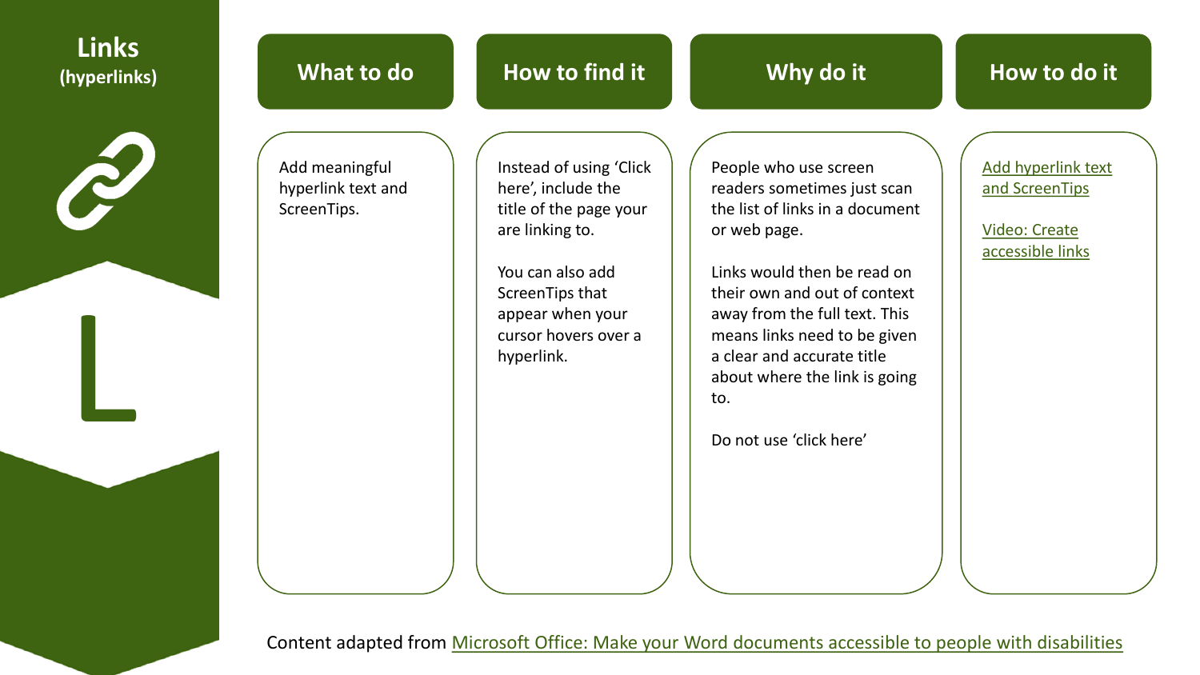# Links (hyperlinks)

L

| What to do | How to find it | Why do it | How to do it |
| --- | --- | --- | --- |
| Add meaningful hyperlink text and ScreenTips. | Instead of using 'Click here', include the title of the page your are linking to.<br><br>You can also add ScreenTips that appear when your cursor hovers over a hyperlink. | People who use screen readers sometimes just scan the list of links in a document or web page.<br><br>Links would then be read on their own and out of context away from the full text. This means links need to be given a clear and accurate title about where the link is going to.<br><br>Do not use 'click here' | Add hyperlink text and ScreenTips<br><br>Video: Create accessible links |

Content adapted from Microsoft Office: Make your Word documents accessible to people with disabilities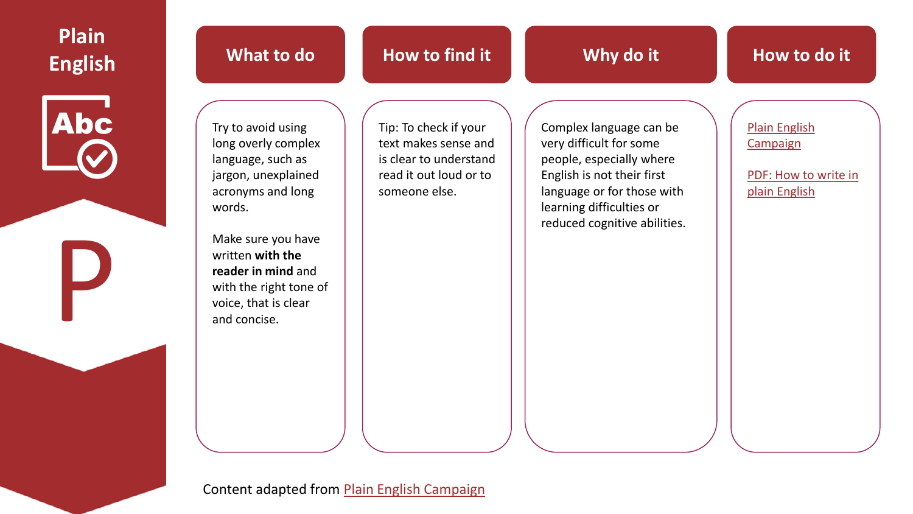# Plain English

P

## What to do

Try to avoid using long overly complex language, such as jargon, unexplained acronyms and long words.

Make sure you have written **with the reader in mind** and with the right tone of voice, that is clear and concise.

## How to find it

Tip: To check if your text makes sense and is clear to understand read it out loud or to someone else.

## Why do it

Complex language can be very difficult for some people, especially where English is not their first language or for those with learning difficulties or reduced cognitive abilities.

## How to do it

Plain English Campaign

PDF: How to write in plain English

Content adapted from Plain English Campaign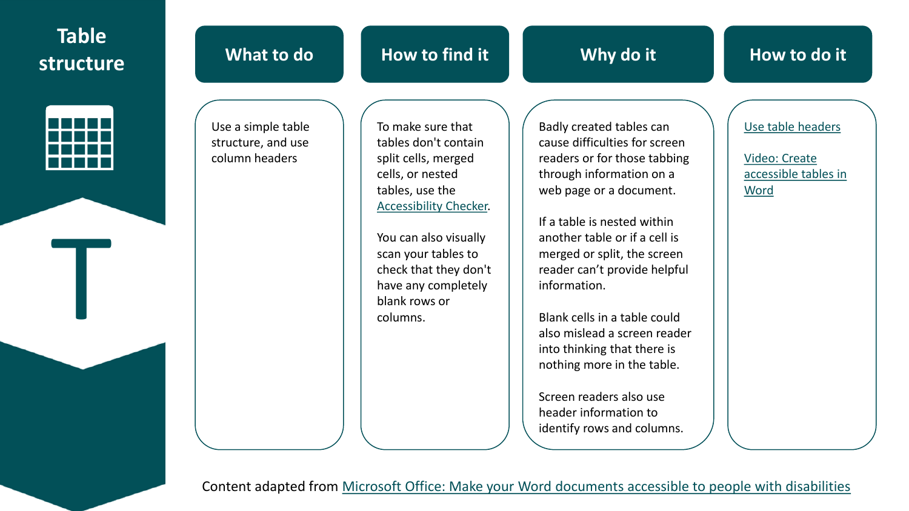# Table structure

| What to do | How to find it | Why do it | How to do it |
| --- | --- | --- | --- |
| Use a simple table structure, and use column headers | To make sure that tables don't contain split cells, merged cells, or nested tables, use the Accessibility Checker.<br><br>You can also visually scan your tables to check that they don't have any completely blank rows or columns. | Badly created tables can cause difficulties for screen readers or for those tabbing through information on a web page or a document.<br><br>If a table is nested within another table or if a cell is merged or split, the screen reader can't provide helpful information.<br><br>Blank cells in a table could also mislead a screen reader into thinking that there is nothing more in the table.<br><br>Screen readers also use header information to identify rows and columns. | Use table headers<br><br>Video: Create accessible tables in Word |

Content adapted from Microsoft Office: Make your Word documents accessible to people with disabilities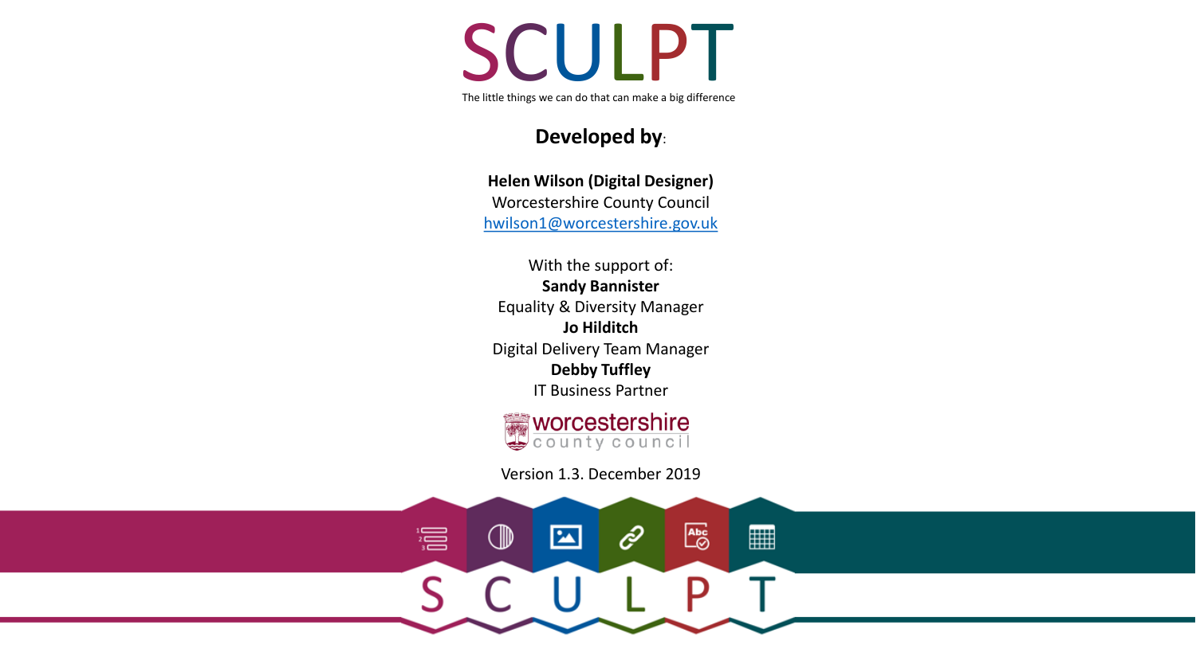# SCULPT

The little things we can do that can make a big difference

**Developed by:**

**Helen Wilson (Digital Designer)**
Worcestershire County Council
hwilson1@worcestershire.gov.uk

With the support of:
**Sandy Bannister**
Equality & Diversity Manager
**Jo Hilditch**
Digital Delivery Team Manager
**Debby Tuffley**
IT Business Partner

worcestershire county council

Version 1.3. December 2019

S C U L P T